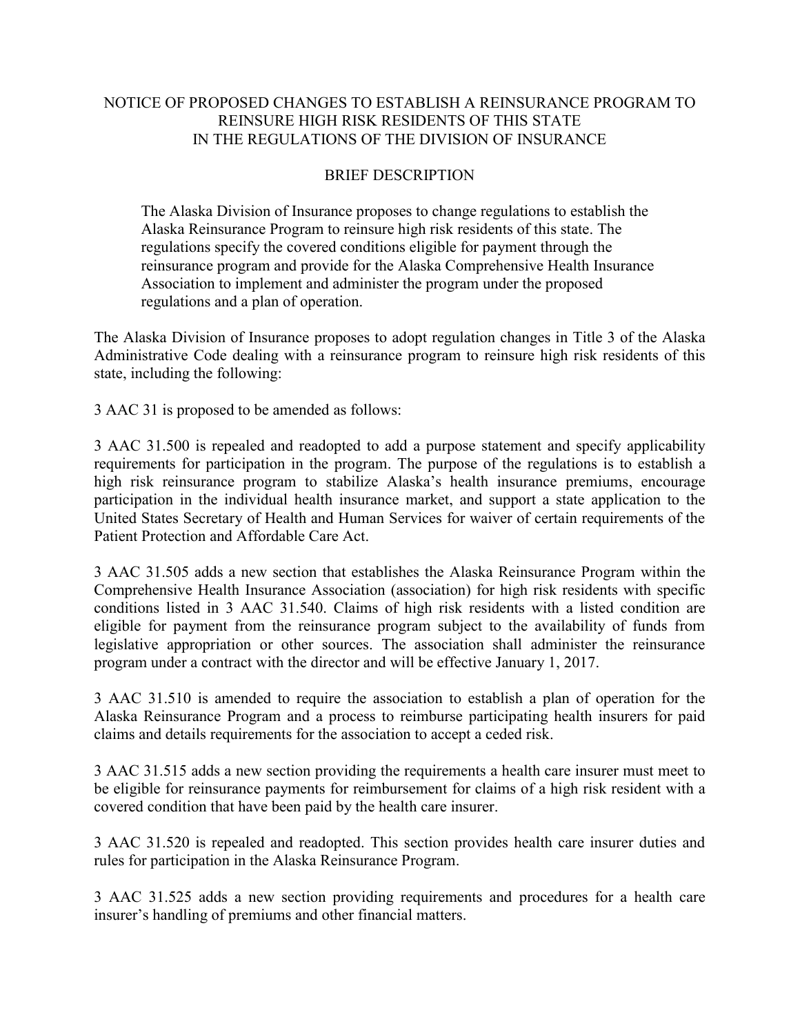# NOTICE OF PROPOSED CHANGES TO ESTABLISH A REINSURANCE PROGRAM TO REINSURE HIGH RISK RESIDENTS OF THIS STATE IN THE REGULATIONS OF THE DIVISION OF INSURANCE

## BRIEF DESCRIPTION

> The Alaska Division of Insurance proposes to change regulations to establish the Alaska Reinsurance Program to reinsure high risk residents of this state. The regulations specify the covered conditions eligible for payment through the reinsurance program and provide for the Alaska Comprehensive Health Insurance Association to implement and administer the program under the proposed regulations and a plan of operation.

The Alaska Division of Insurance proposes to adopt regulation changes in Title 3 of the Alaska Administrative Code dealing with a reinsurance program to reinsure high risk residents of this state, including the following:

3 AAC 31 is proposed to be amended as follows:

3 AAC 31.500 is repealed and readopted to add a purpose statement and specify applicability requirements for participation in the program. The purpose of the regulations is to establish a high risk reinsurance program to stabilize Alaska's health insurance premiums, encourage participation in the individual health insurance market, and support a state application to the United States Secretary of Health and Human Services for waiver of certain requirements of the Patient Protection and Affordable Care Act.

3 AAC 31.505 adds a new section that establishes the Alaska Reinsurance Program within the Comprehensive Health Insurance Association (association) for high risk residents with specific conditions listed in 3 AAC 31.540. Claims of high risk residents with a listed condition are eligible for payment from the reinsurance program subject to the availability of funds from legislative appropriation or other sources. The association shall administer the reinsurance program under a contract with the director and will be effective January 1, 2017.

3 AAC 31.510 is amended to require the association to establish a plan of operation for the Alaska Reinsurance Program and a process to reimburse participating health insurers for paid claims and details requirements for the association to accept a ceded risk.

3 AAC 31.515 adds a new section providing the requirements a health care insurer must meet to be eligible for reinsurance payments for reimbursement for claims of a high risk resident with a covered condition that have been paid by the health care insurer.

3 AAC 31.520 is repealed and readopted. This section provides health care insurer duties and rules for participation in the Alaska Reinsurance Program.

3 AAC 31.525 adds a new section providing requirements and procedures for a health care insurer's handling of premiums and other financial matters.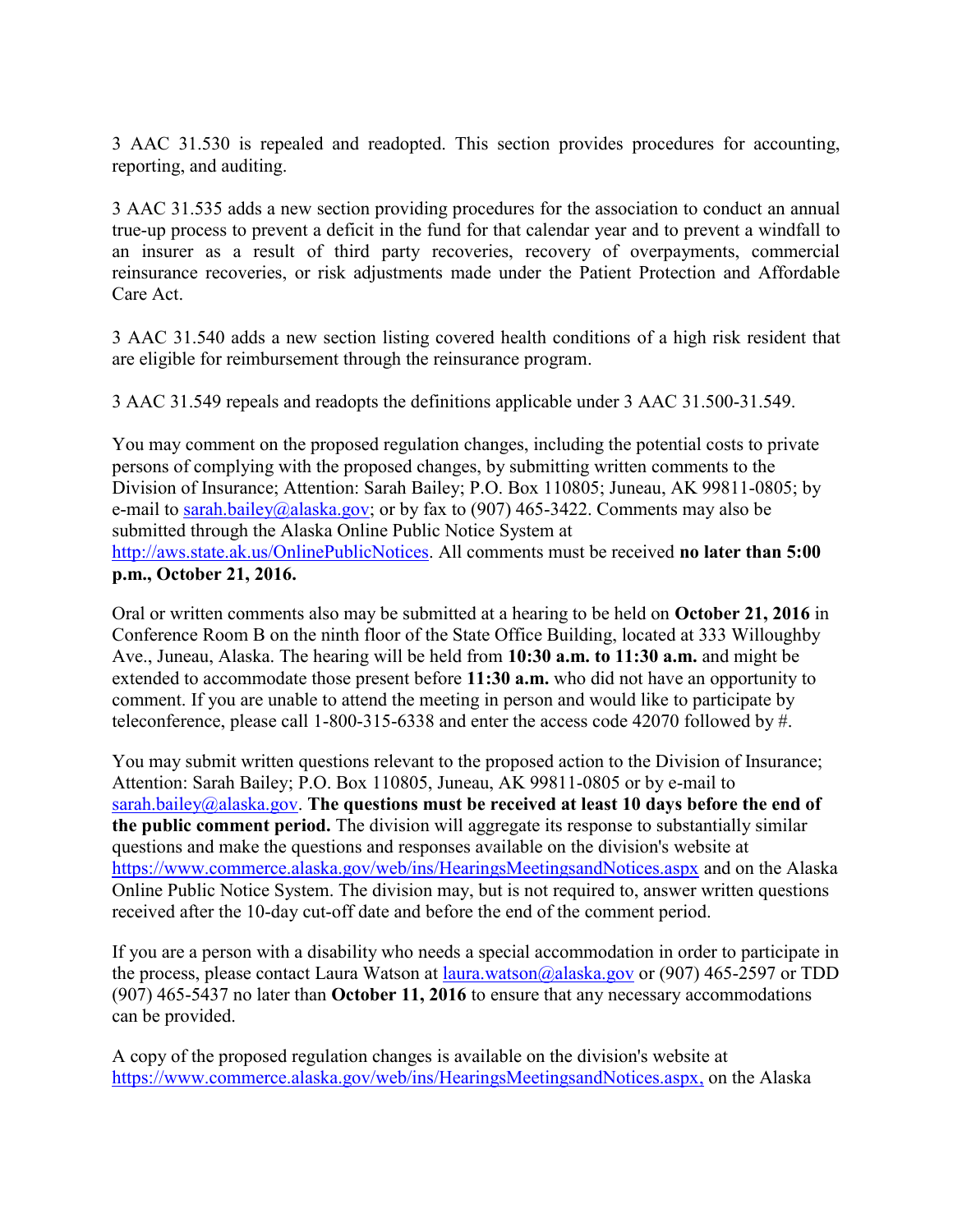3 AAC 31.530 is repealed and readopted. This section provides procedures for accounting, reporting, and auditing.

3 AAC 31.535 adds a new section providing procedures for the association to conduct an annual true-up process to prevent a deficit in the fund for that calendar year and to prevent a windfall to an insurer as a result of third party recoveries, recovery of overpayments, commercial reinsurance recoveries, or risk adjustments made under the Patient Protection and Affordable Care Act.

3 AAC 31.540 adds a new section listing covered health conditions of a high risk resident that are eligible for reimbursement through the reinsurance program.

3 AAC 31.549 repeals and readopts the definitions applicable under 3 AAC 31.500-31.549.

You may comment on the proposed regulation changes, including the potential costs to private persons of complying with the proposed changes, by submitting written comments to the Division of Insurance; Attention: Sarah Bailey; P.O. Box 110805; Juneau, AK 99811-0805; by e-mail to sarah.bailey@alaska.gov; or by fax to (907) 465-3422. Comments may also be submitted through the Alaska Online Public Notice System at http://aws.state.ak.us/OnlinePublicNotices. All comments must be received **no later than 5:00 p.m., October 21, 2016.**

Oral or written comments also may be submitted at a hearing to be held on **October 21, 2016** in Conference Room B on the ninth floor of the State Office Building, located at 333 Willoughby Ave., Juneau, Alaska. The hearing will be held from **10:30 a.m. to 11:30 a.m.** and might be extended to accommodate those present before **11:30 a.m.** who did not have an opportunity to comment. If you are unable to attend the meeting in person and would like to participate by teleconference, please call 1-800-315-6338 and enter the access code 42070 followed by #.

You may submit written questions relevant to the proposed action to the Division of Insurance; Attention: Sarah Bailey; P.O. Box 110805, Juneau, AK 99811-0805 or by e-mail to sarah.bailey@alaska.gov. **The questions must be received at least 10 days before the end of the public comment period.** The division will aggregate its response to substantially similar questions and make the questions and responses available on the division's website at https://www.commerce.alaska.gov/web/ins/HearingsMeetingsandNotices.aspx and on the Alaska Online Public Notice System. The division may, but is not required to, answer written questions received after the 10-day cut-off date and before the end of the comment period.

If you are a person with a disability who needs a special accommodation in order to participate in the process, please contact Laura Watson at laura.watson@alaska.gov or (907) 465-2597 or TDD (907) 465-5437 no later than **October 11, 2016** to ensure that any necessary accommodations can be provided.

A copy of the proposed regulation changes is available on the division's website at https://www.commerce.alaska.gov/web/ins/HearingsMeetingsandNotices.aspx, on the Alaska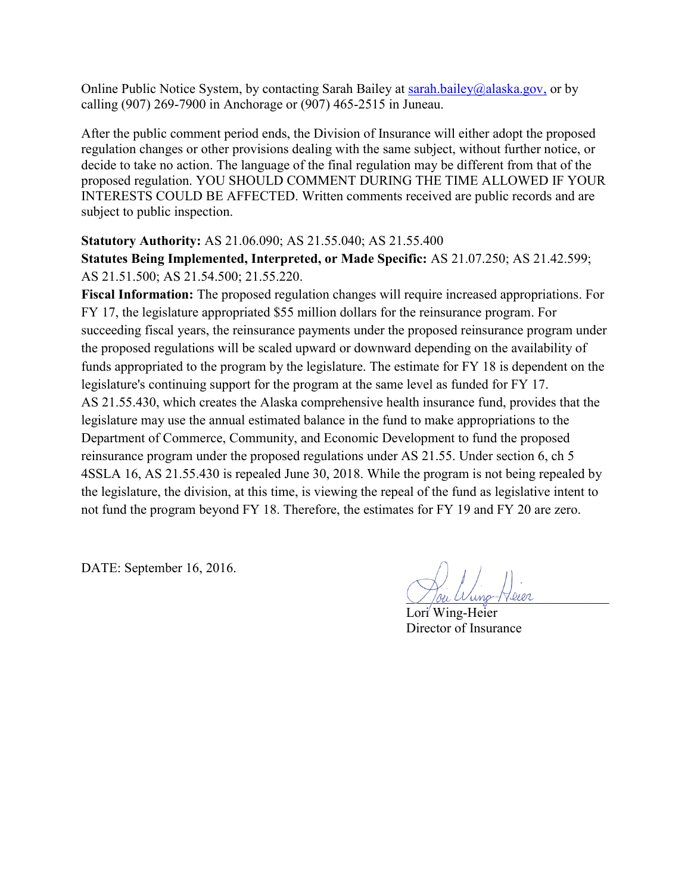Online Public Notice System, by contacting Sarah Bailey at sarah.bailey@alaska.gov, or by calling (907) 269-7900 in Anchorage or (907) 465-2515 in Juneau.

After the public comment period ends, the Division of Insurance will either adopt the proposed regulation changes or other provisions dealing with the same subject, without further notice, or decide to take no action. The language of the final regulation may be different from that of the proposed regulation. YOU SHOULD COMMENT DURING THE TIME ALLOWED IF YOUR INTERESTS COULD BE AFFECTED. Written comments received are public records and are subject to public inspection.

**Statutory Authority:** AS 21.06.090; AS 21.55.040; AS 21.55.400

**Statutes Being Implemented, Interpreted, or Made Specific:** AS 21.07.250; AS 21.42.599; AS 21.51.500; AS 21.54.500; 21.55.220.

**Fiscal Information:** The proposed regulation changes will require increased appropriations. For FY 17, the legislature appropriated $55 million dollars for the reinsurance program. For succeeding fiscal years, the reinsurance payments under the proposed reinsurance program under the proposed regulations will be scaled upward or downward depending on the availability of funds appropriated to the program by the legislature. The estimate for FY 18 is dependent on the legislature's continuing support for the program at the same level as funded for FY 17. AS 21.55.430, which creates the Alaska comprehensive health insurance fund, provides that the legislature may use the annual estimated balance in the fund to make appropriations to the Department of Commerce, Community, and Economic Development to fund the proposed reinsurance program under the proposed regulations under AS 21.55. Under section 6, ch 5 4SSLA 16, AS 21.55.430 is repealed June 30, 2018. While the program is not being repealed by the legislature, the division, at this time, is viewing the repeal of the fund as legislative intent to not fund the program beyond FY 18. Therefore, the estimates for FY 19 and FY 20 are zero.

DATE: September 16, 2016.

Lori Wing-Heier
Director of Insurance